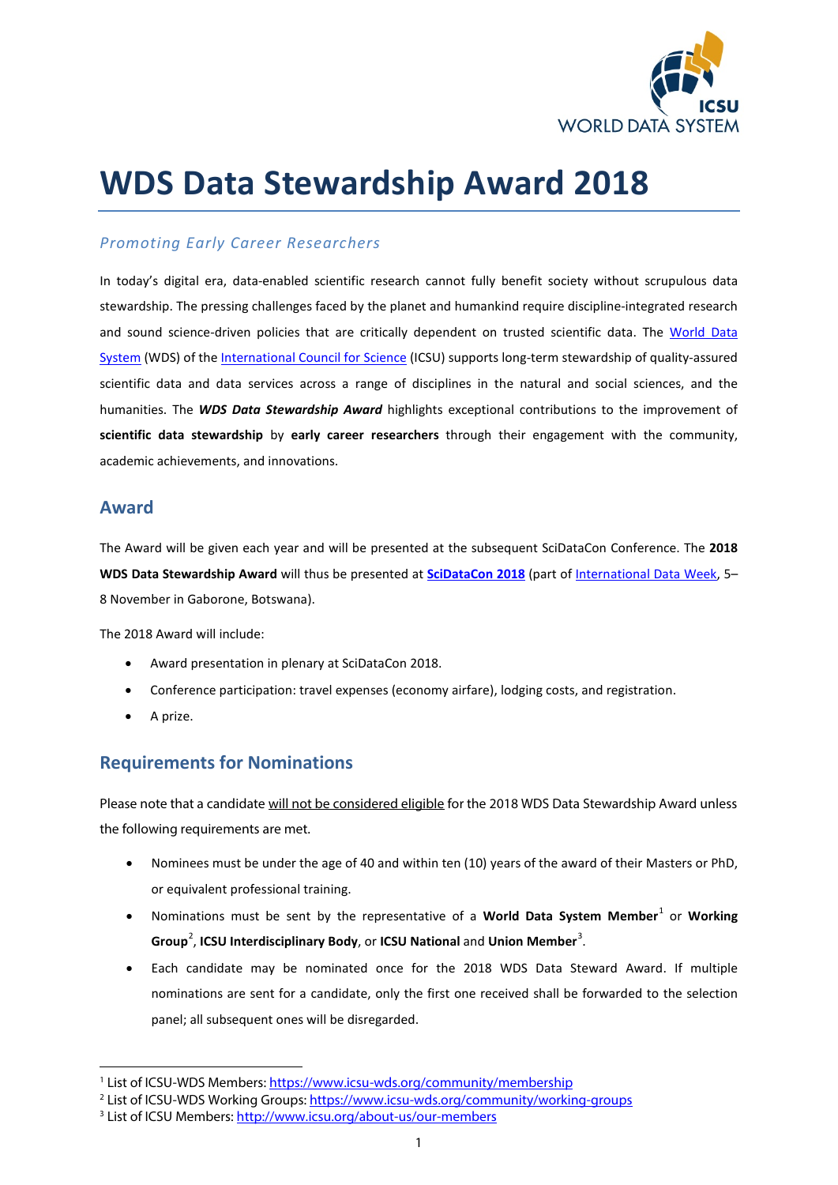# WDS Data Stewardship Award 2018

*Promoting Early Career Researchers*

In today's digital era, data-enabled scientific research cannot fully benefit society without scrupulous data stewardship. The pressing challenges faced by the planet and humankind require discipline-integrated research and sound science-driven policies that are critically dependent on trusted scientific data. The World Data System (WDS) of the International Council for Science (ICSU) supports long-term stewardship of quality-assured scientific data and data services across a range of disciplines in the natural and social sciences, and the humanities. The ***WDS Data Stewardship Award*** highlights exceptional contributions to the improvement of **scientific data stewardship** by **early career researchers** through their engagement with the community, academic achievements, and innovations.

## Award

The Award will be given each year and will be presented at the subsequent SciDataCon Conference. The **2018 WDS Data Stewardship Award** will thus be presented at **SciDataCon 2018** (part of International Data Week, 5–8 November in Gaborone, Botswana).

The 2018 Award will include:

- Award presentation in plenary at SciDataCon 2018.
- Conference participation: travel expenses (economy airfare), lodging costs, and registration.
- A prize.

## Requirements for Nominations

Please note that a candidate will not be considered eligible for the 2018 WDS Data Stewardship Award unless the following requirements are met.

- Nominees must be under the age of 40 and within ten (10) years of the award of their Masters or PhD, or equivalent professional training.
- Nominations must be sent by the representative of a **World Data System Member**[1] or **Working Group**[2], **ICSU Interdisciplinary Body**, or **ICSU National** and **Union Member**[3].
- Each candidate may be nominated once for the 2018 WDS Data Steward Award. If multiple nominations are sent for a candidate, only the first one received shall be forwarded to the selection panel; all subsequent ones will be disregarded.

---

[1] List of ICSU-WDS Members: https://www.icsu-wds.org/community/membership

[2] List of ICSU-WDS Working Groups: https://www.icsu-wds.org/community/working-groups

[3] List of ICSU Members: http://www.icsu.org/about-us/our-members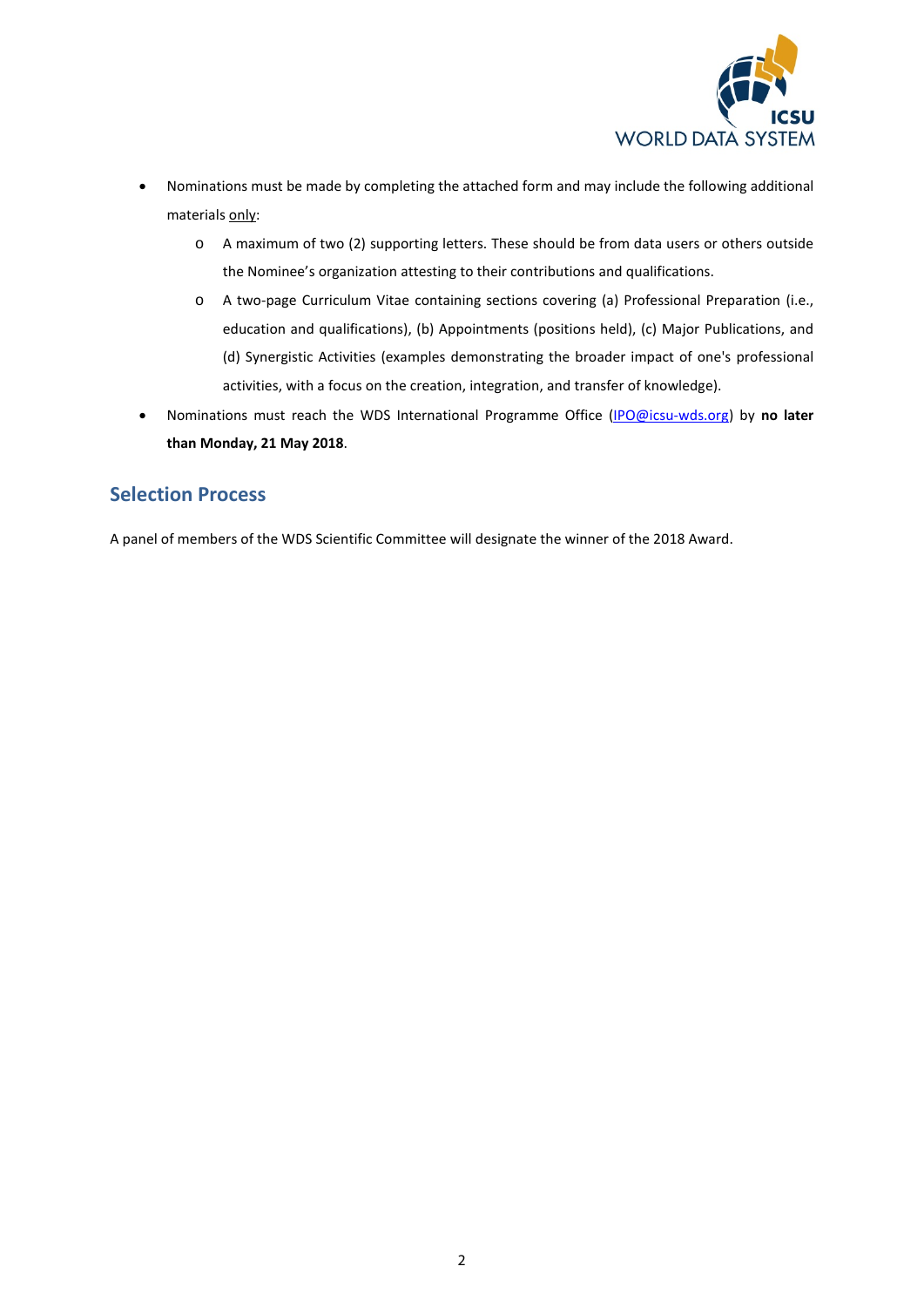- Nominations must be made by completing the attached form and may include the following additional materials only:
  - A maximum of two (2) supporting letters. These should be from data users or others outside the Nominee's organization attesting to their contributions and qualifications.
  - A two-page Curriculum Vitae containing sections covering (a) Professional Preparation (i.e., education and qualifications), (b) Appointments (positions held), (c) Major Publications, and (d) Synergistic Activities (examples demonstrating the broader impact of one's professional activities, with a focus on the creation, integration, and transfer of knowledge).
- Nominations must reach the WDS International Programme Office (IPO@icsu-wds.org) by **no later than Monday, 21 May 2018**.

## Selection Process

A panel of members of the WDS Scientific Committee will designate the winner of the 2018 Award.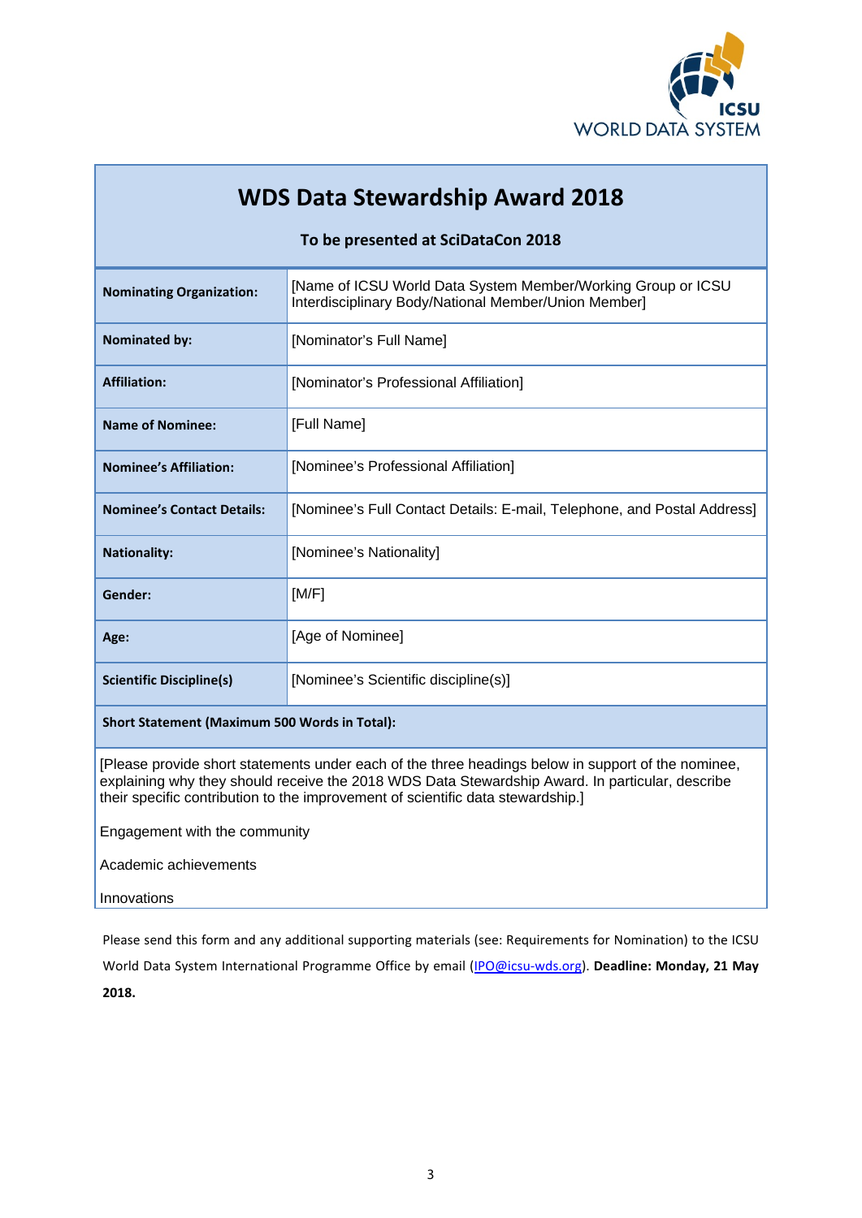ICSU
WORLD DATA SYSTEM

# WDS Data Stewardship Award 2018

**To be presented at SciDataCon 2018**

| | |
|---|---|
| **Nominating Organization:** | [Name of ICSU World Data System Member/Working Group or ICSU Interdisciplinary Body/National Member/Union Member] |
| **Nominated by:** | [Nominator's Full Name] |
| **Affiliation:** | [Nominator's Professional Affiliation] |
| **Name of Nominee:** | [Full Name] |
| **Nominee's Affiliation:** | [Nominee's Professional Affiliation] |
| **Nominee's Contact Details:** | [Nominee's Full Contact Details: E-mail, Telephone, and Postal Address] |
| **Nationality:** | [Nominee's Nationality] |
| **Gender:** | [M/F] |
| **Age:** | [Age of Nominee] |
| **Scientific Discipline(s)** | [Nominee's Scientific discipline(s)] |

**Short Statement (Maximum 500 Words in Total):**

[Please provide short statements under each of the three headings below in support of the nominee, explaining why they should receive the 2018 WDS Data Stewardship Award. In particular, describe their specific contribution to the improvement of scientific data stewardship.]

Engagement with the community

Academic achievements

Innovations

Please send this form and any additional supporting materials (see: Requirements for Nomination) to the ICSU World Data System International Programme Office by email (IPO@icsu-wds.org). **Deadline: Monday, 21 May 2018.**